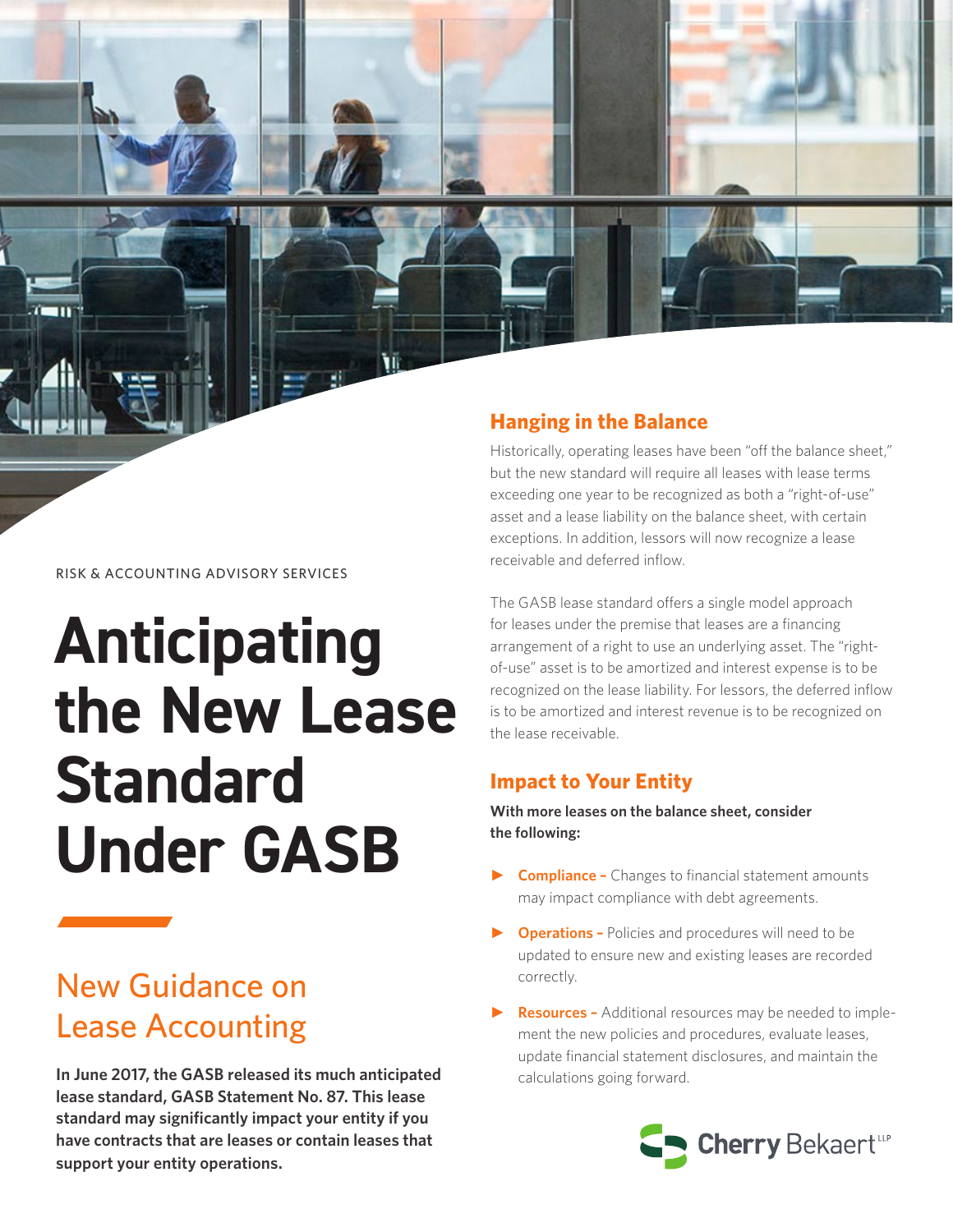RISK & ACCOUNTING ADVISORY SERVICES

# Anticipating the New Lease Standard Under GASB

## New Guidance on Lease Accounting

**In June 2017, the GASB released its much anticipated lease standard, GASB Statement No. 87. This lease standard may significantly impact your entity if you have contracts that are leases or contain leases that support your entity operations.**

### Hanging in the Balance

Historically, operating leases have been "off the balance sheet," but the new standard will require all leases with lease terms exceeding one year to be recognized as both a "right-of-use" asset and a lease liability on the balance sheet, with certain exceptions. In addition, lessors will now recognize a lease receivable and deferred inflow.

The GASB lease standard offers a single model approach for leases under the premise that leases are a financing arrangement of a right to use an underlying asset. The "right-of-use" asset is to be amortized and interest expense is to be recognized on the lease liability. For lessors, the deferred inflow is to be amortized and interest revenue is to be recognized on the lease receivable.

### Impact to Your Entity

**With more leases on the balance sheet, consider the following:**

- **Compliance –** Changes to financial statement amounts may impact compliance with debt agreements.
- **Operations –** Policies and procedures will need to be updated to ensure new and existing leases are recorded correctly.
- **Resources –** Additional resources may be needed to implement the new policies and procedures, evaluate leases, update financial statement disclosures, and maintain the calculations going forward.

Cherry Bekaert LLP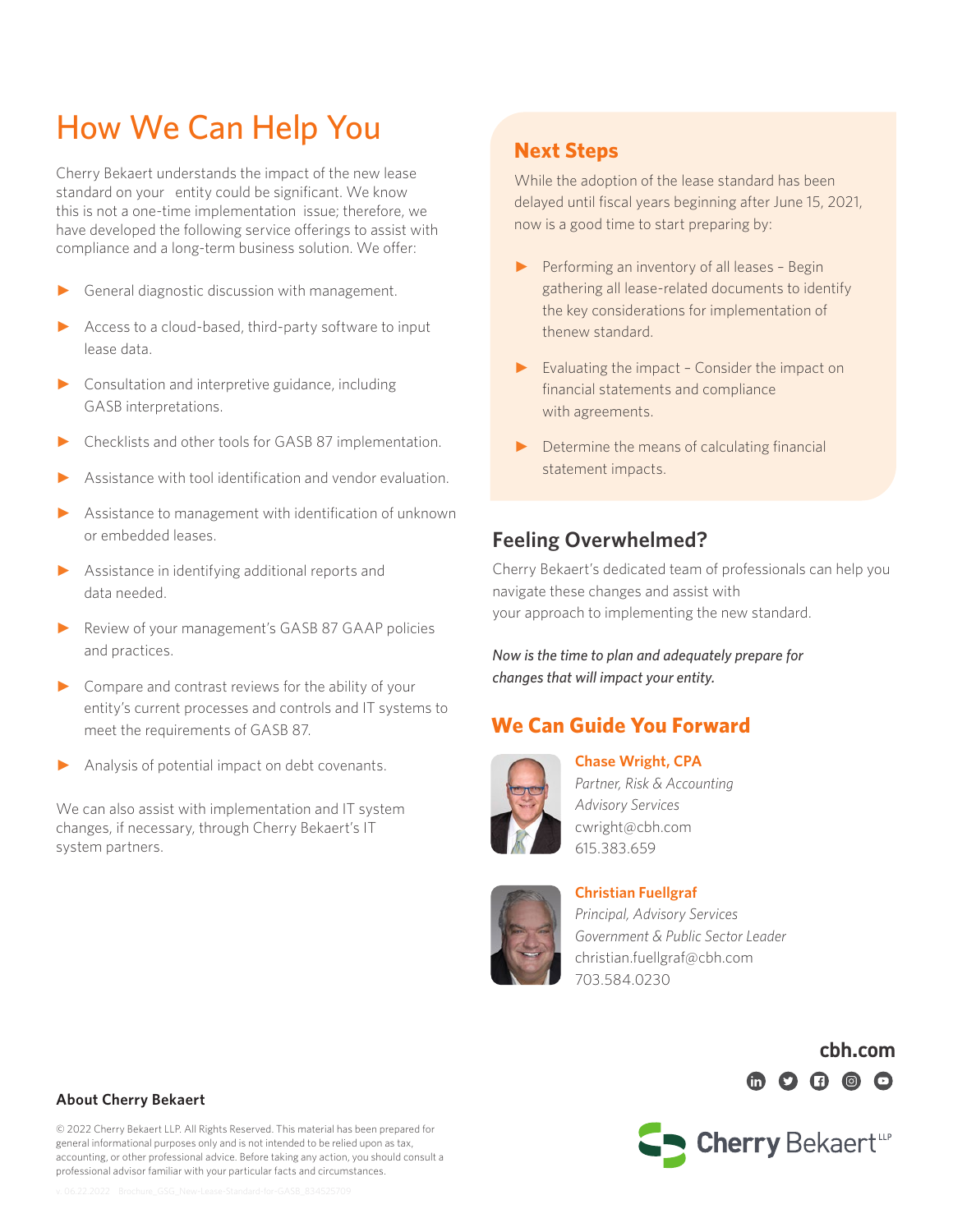# How We Can Help You

Cherry Bekaert understands the impact of the new lease standard on your entity could be significant. We know this is not a one-time implementation issue; therefore, we have developed the following service offerings to assist with compliance and a long-term business solution. We offer:

- General diagnostic discussion with management.
- Access to a cloud-based, third-party software to input lease data.
- Consultation and interpretive guidance, including GASB interpretations.
- Checklists and other tools for GASB 87 implementation.
- Assistance with tool identification and vendor evaluation.
- Assistance to management with identification of unknown or embedded leases.
- Assistance in identifying additional reports and data needed.
- Review of your management's GASB 87 GAAP policies and practices.
- Compare and contrast reviews for the ability of your entity's current processes and controls and IT systems to meet the requirements of GASB 87.
- Analysis of potential impact on debt covenants.

We can also assist with implementation and IT system changes, if necessary, through Cherry Bekaert's IT system partners.

## Next Steps

While the adoption of the lease standard has been delayed until fiscal years beginning after June 15, 2021, now is a good time to start preparing by:

- Performing an inventory of all leases – Begin gathering all lease-related documents to identify the key considerations for implementation of thenew standard.
- Evaluating the impact – Consider the impact on financial statements and compliance with agreements.
- Determine the means of calculating financial statement impacts.

## Feeling Overwhelmed?

Cherry Bekaert's dedicated team of professionals can help you navigate these changes and assist with your approach to implementing the new standard.

*Now is the time to plan and adequately prepare for changes that will impact your entity.*

## We Can Guide You Forward

**Chase Wright, CPA**
*Partner, Risk & Accounting Advisory Services*
cwright@cbh.com
615.383.659

**Christian Fuellgraf**
*Principal, Advisory Services*
*Government & Public Sector Leader*
christian.fuellgraf@cbh.com
703.584.0230

**cbh.com**

Cherry Bekaert LLP

### About Cherry Bekaert

© 2022 Cherry Bekaert LLP. All Rights Reserved. This material has been prepared for general informational purposes only and is not intended to be relied upon as tax, accounting, or other professional advice. Before taking any action, you should consult a professional advisor familiar with your particular facts and circumstances.

v. 06.22.2022 Brochure_GSG_New-Lease-Standard-for-GASB_834525709